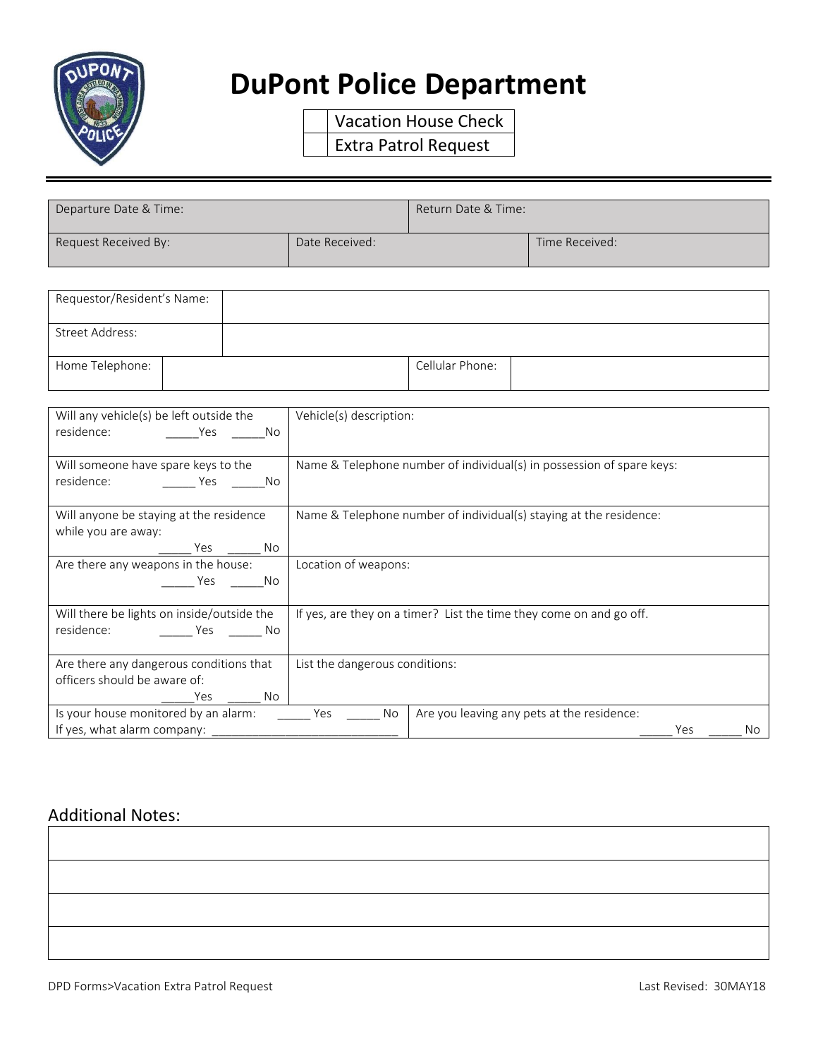# DuPont Police Department

| | |
|---|---|
| ☐ | Vacation House Check |
| ☐ | Extra Patrol Request |

---

| Departure Date & Time: | | Return Date & Time: |
|---|---|---|
| Request Received By: | Date Received: | Time Received: |

| Requestor/Resident's Name: | | | |
|---|---|---|---|
| Street Address: | | | |
| Home Telephone: | | Cellular Phone: | |

| | |
|---|---|
| Will any vehicle(s) be left outside the residence: _____Yes _____No | Vehicle(s) description: |
| Will someone have spare keys to the residence: _____ Yes _____No | Name & Telephone number of individual(s) in possession of spare keys: |
| Will anyone be staying at the residence while you are away: _____ Yes _____ No | Name & Telephone number of individual(s) staying at the residence: |
| Are there any weapons in the house: _____ Yes _____No | Location of weapons: |
| Will there be lights on inside/outside the residence: _____ Yes _____ No | If yes, are they on a timer? List the time they come on and go off. |
| Are there any dangerous conditions that officers should be aware of: _____Yes _____ No | List the dangerous conditions: |
| Is your house monitored by an alarm: _____ Yes _____ No<br>If yes, what alarm company: ____________________________ | Are you leaving any pets at the residence: _____ Yes _____ No |

## Additional Notes:

| |
|---|
| |
| |
| |
| |

DPD Forms>Vacation Extra Patrol Request — Last Revised: 30MAY18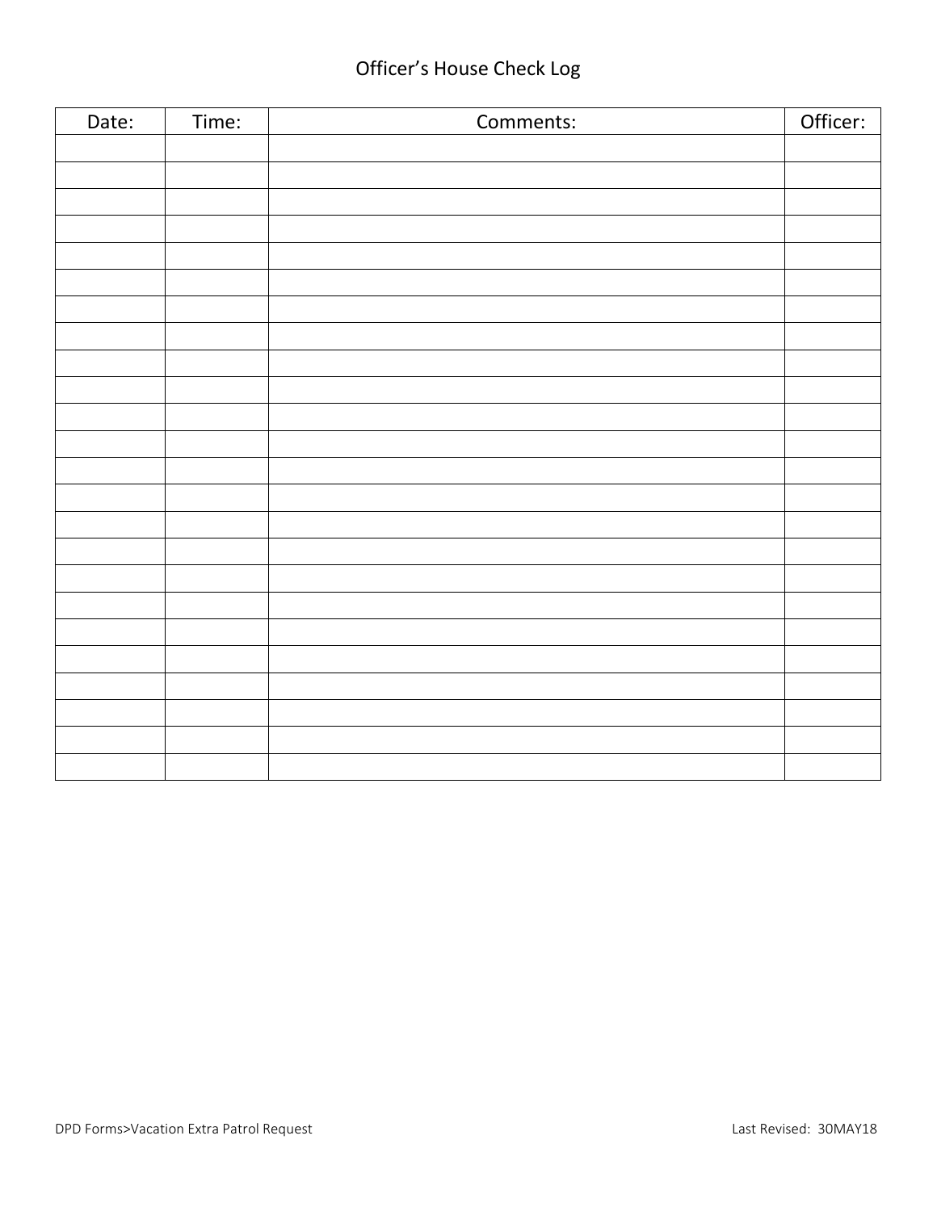# Officer's House Check Log

| Date: | Time: | Comments: | Officer: |
|---|---|---|---|
| | | | |
| | | | |
| | | | |
| | | | |
| | | | |
| | | | |
| | | | |
| | | | |
| | | | |
| | | | |
| | | | |
| | | | |
| | | | |
| | | | |
| | | | |
| | | | |
| | | | |
| | | | |
| | | | |
| | | | |
| | | | |
| | | | |
| | | | |
| | | | |